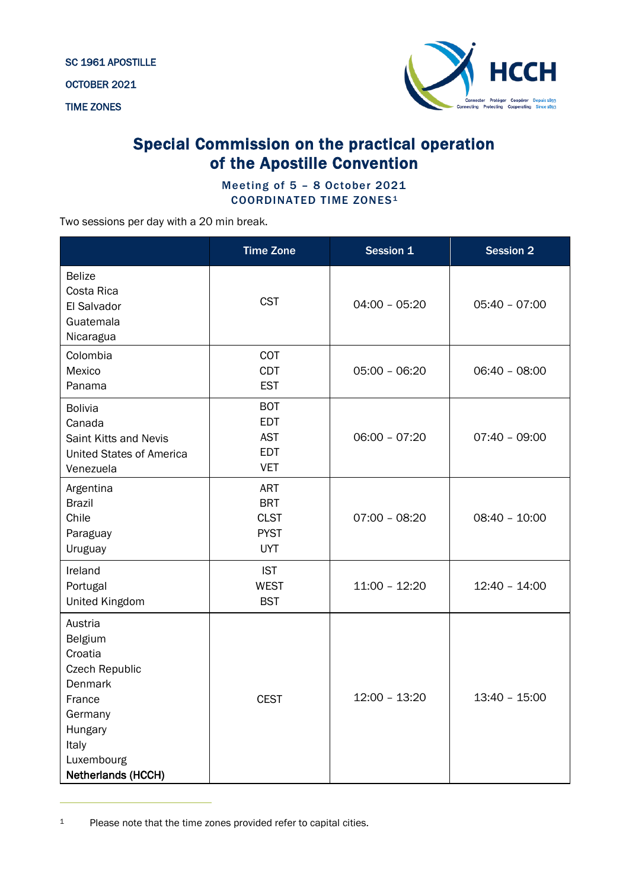SC 1961 APOSTILLE

OCTOBER 2021

TIME ZONES

# Special Commission on the practical operation of the Apostille Convention

## Meeting of 5 – 8 October 2021

## COORDINATED TIME ZONES[1]

Two sessions per day with a 20 min break.

| | Time Zone | Session 1 | Session 2 |
|---|---|---|---|
| Belize<br>Costa Rica<br>El Salvador<br>Guatemala<br>Nicaragua | CST | 04:00 – 05:20 | 05:40 – 07:00 |
| Colombia<br>Mexico<br>Panama | COT<br>CDT<br>EST | 05:00 – 06:20 | 06:40 – 08:00 |
| Bolivia<br>Canada<br>Saint Kitts and Nevis<br>United States of America<br>Venezuela | BOT<br>EDT<br>AST<br>EDT<br>VET | 06:00 – 07:20 | 07:40 – 09:00 |
| Argentina<br>Brazil<br>Chile<br>Paraguay<br>Uruguay | ART<br>BRT<br>CLST<br>PYST<br>UYT | 07:00 – 08:20 | 08:40 – 10:00 |
| Ireland<br>Portugal<br>United Kingdom | IST<br>WEST<br>BST | 11:00 – 12:20 | 12:40 – 14:00 |
| Austria<br>Belgium<br>Croatia<br>Czech Republic<br>Denmark<br>France<br>Germany<br>Hungary<br>Italy<br>Luxembourg<br>**Netherlands (HCCH)** | CEST | 12:00 – 13:20 | 13:40 – 15:00 |

[1] Please note that the time zones provided refer to capital cities.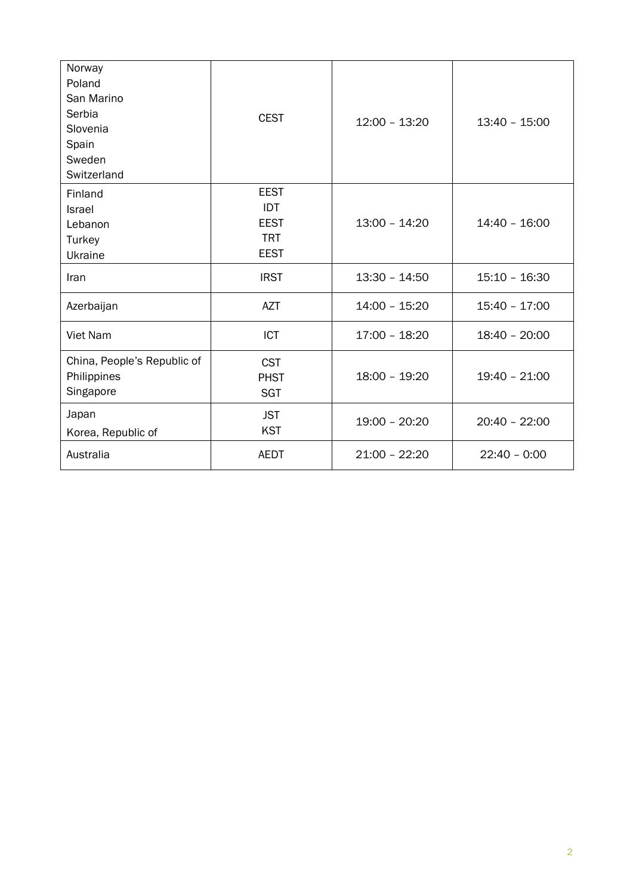| | | | |
|---|---|---|---|
| Norway<br>Poland<br>San Marino<br>Serbia<br>Slovenia<br>Spain<br>Sweden<br>Switzerland | CEST | 12:00 – 13:20 | 13:40 – 15:00 |
| Finland<br>Israel<br>Lebanon<br>Turkey<br>Ukraine | EEST<br>IDT<br>EEST<br>TRT<br>EEST | 13:00 – 14:20 | 14:40 – 16:00 |
| Iran | IRST | 13:30 – 14:50 | 15:10 – 16:30 |
| Azerbaijan | AZT | 14:00 – 15:20 | 15:40 – 17:00 |
| Viet Nam | ICT | 17:00 – 18:20 | 18:40 – 20:00 |
| China, People's Republic of<br>Philippines<br>Singapore | CST<br>PHST<br>SGT | 18:00 – 19:20 | 19:40 – 21:00 |
| Japan<br>Korea, Republic of | JST<br>KST | 19:00 – 20:20 | 20:40 – 22:00 |
| Australia | AEDT | 21:00 – 22:20 | 22:40 – 0:00 |